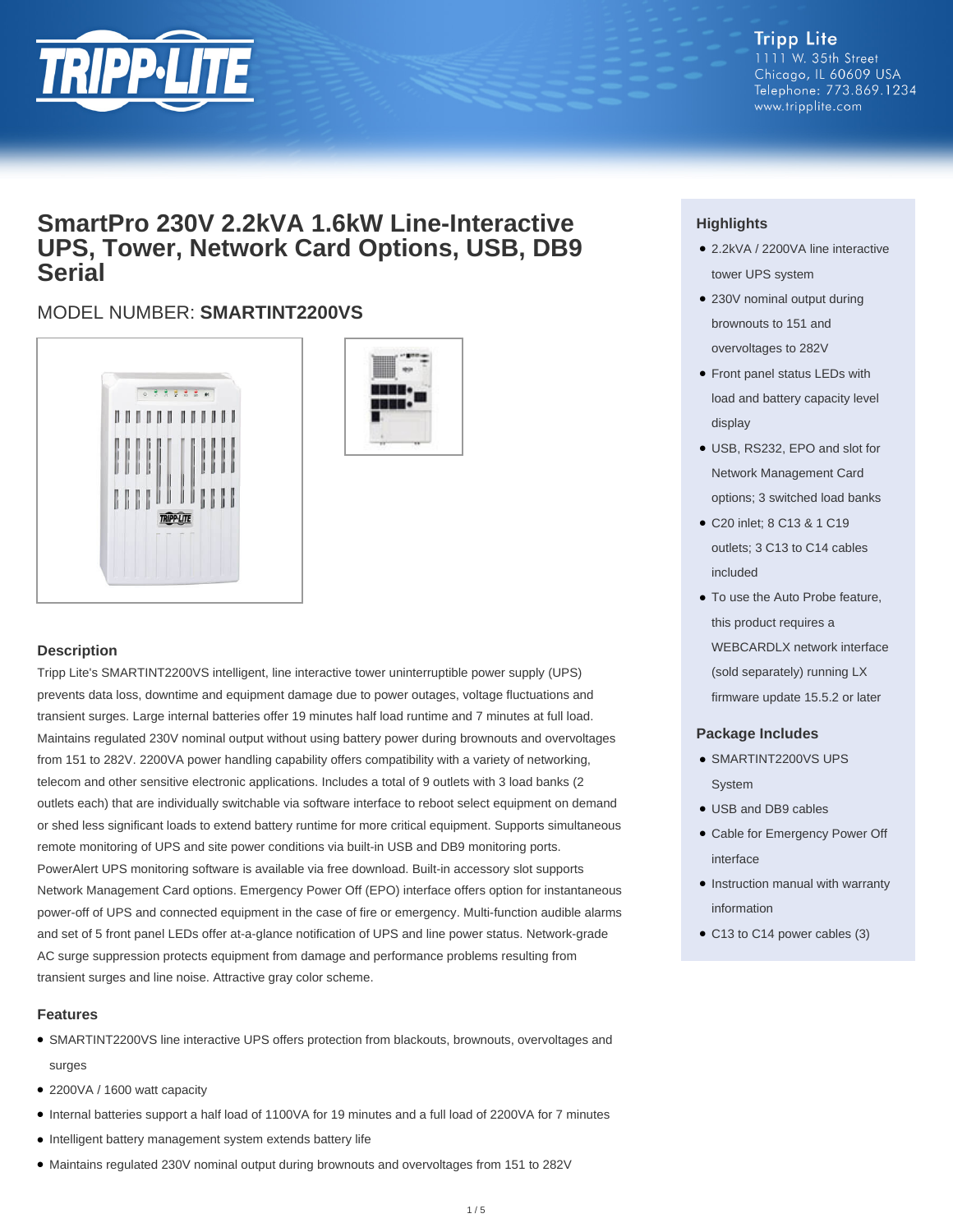Tripp Lite
1111 W. 35th Street
Chicago, IL 60609 USA
Telephone: 773.869.1234
www.tripplite.com

# SmartPro 230V 2.2kVA 1.6kW Line-Interactive UPS, Tower, Network Card Options, USB, DB9 Serial

## MODEL NUMBER: **SMARTINT2200VS**

### Description

Tripp Lite's SMARTINT2200VS intelligent, line interactive tower uninterruptible power supply (UPS) prevents data loss, downtime and equipment damage due to power outages, voltage fluctuations and transient surges. Large internal batteries offer 19 minutes half load runtime and 7 minutes at full load. Maintains regulated 230V nominal output without using battery power during brownouts and overvoltages from 151 to 282V. 2200VA power handling capability offers compatibility with a variety of networking, telecom and other sensitive electronic applications. Includes a total of 9 outlets with 3 load banks (2 outlets each) that are individually switchable via software interface to reboot select equipment on demand or shed less significant loads to extend battery runtime for more critical equipment. Supports simultaneous remote monitoring of UPS and site power conditions via built-in USB and DB9 monitoring ports. PowerAlert UPS monitoring software is available via free download. Built-in accessory slot supports Network Management Card options. Emergency Power Off (EPO) interface offers option for instantaneous power-off of UPS and connected equipment in the case of fire or emergency. Multi-function audible alarms and set of 5 front panel LEDs offer at-a-glance notification of UPS and line power status. Network-grade AC surge suppression protects equipment from damage and performance problems resulting from transient surges and line noise. Attractive gray color scheme.

### Features

- SMARTINT2200VS line interactive UPS offers protection from blackouts, brownouts, overvoltages and surges
- 2200VA / 1600 watt capacity
- Internal batteries support a half load of 1100VA for 19 minutes and a full load of 2200VA for 7 minutes
- Intelligent battery management system extends battery life
- Maintains regulated 230V nominal output during brownouts and overvoltages from 151 to 282V

### Highlights

- 2.2kVA / 2200VA line interactive tower UPS system
- 230V nominal output during brownouts to 151 and overvoltages to 282V
- Front panel status LEDs with load and battery capacity level display
- USB, RS232, EPO and slot for Network Management Card options; 3 switched load banks
- C20 inlet; 8 C13 & 1 C19 outlets; 3 C13 to C14 cables included
- To use the Auto Probe feature, this product requires a WEBCARDLX network interface (sold separately) running LX firmware update 15.5.2 or later

### Package Includes

- SMARTINT2200VS UPS System
- USB and DB9 cables
- Cable for Emergency Power Off interface
- Instruction manual with warranty information
- C13 to C14 power cables (3)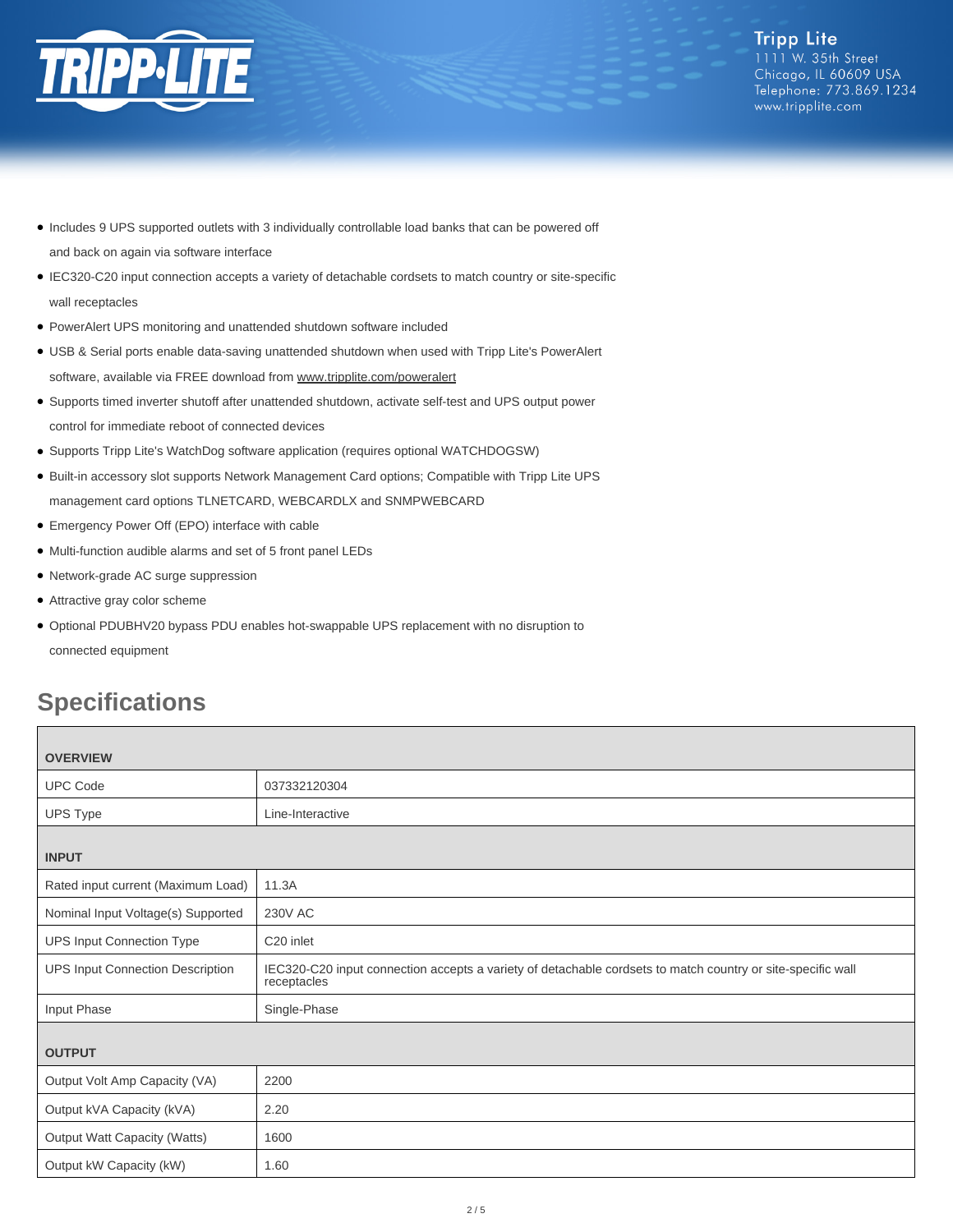- Includes 9 UPS supported outlets with 3 individually controllable load banks that can be powered off and back on again via software interface
- IEC320-C20 input connection accepts a variety of detachable cordsets to match country or site-specific wall receptacles
- PowerAlert UPS monitoring and unattended shutdown software included
- USB & Serial ports enable data-saving unattended shutdown when used with Tripp Lite's PowerAlert software, available via FREE download from www.tripplite.com/poweralert
- Supports timed inverter shutoff after unattended shutdown, activate self-test and UPS output power control for immediate reboot of connected devices
- Supports Tripp Lite's WatchDog software application (requires optional WATCHDOGSW)
- Built-in accessory slot supports Network Management Card options; Compatible with Tripp Lite UPS management card options TLNETCARD, WEBCARDLX and SNMPWEBCARD
- Emergency Power Off (EPO) interface with cable
- Multi-function audible alarms and set of 5 front panel LEDs
- Network-grade AC surge suppression
- Attractive gray color scheme
- Optional PDUBHV20 bypass PDU enables hot-swappable UPS replacement with no disruption to connected equipment

## Specifications

| **OVERVIEW** | |
|---|---|
| UPC Code | 037332120304 |
| UPS Type | Line-Interactive |
| **INPUT** | |
| Rated input current (Maximum Load) | 11.3A |
| Nominal Input Voltage(s) Supported | 230V AC |
| UPS Input Connection Type | C20 inlet |
| UPS Input Connection Description | IEC320-C20 input connection accepts a variety of detachable cordsets to match country or site-specific wall receptacles |
| Input Phase | Single-Phase |
| **OUTPUT** | |
| Output Volt Amp Capacity (VA) | 2200 |
| Output kVA Capacity (kVA) | 2.20 |
| Output Watt Capacity (Watts) | 1600 |
| Output kW Capacity (kW) | 1.60 |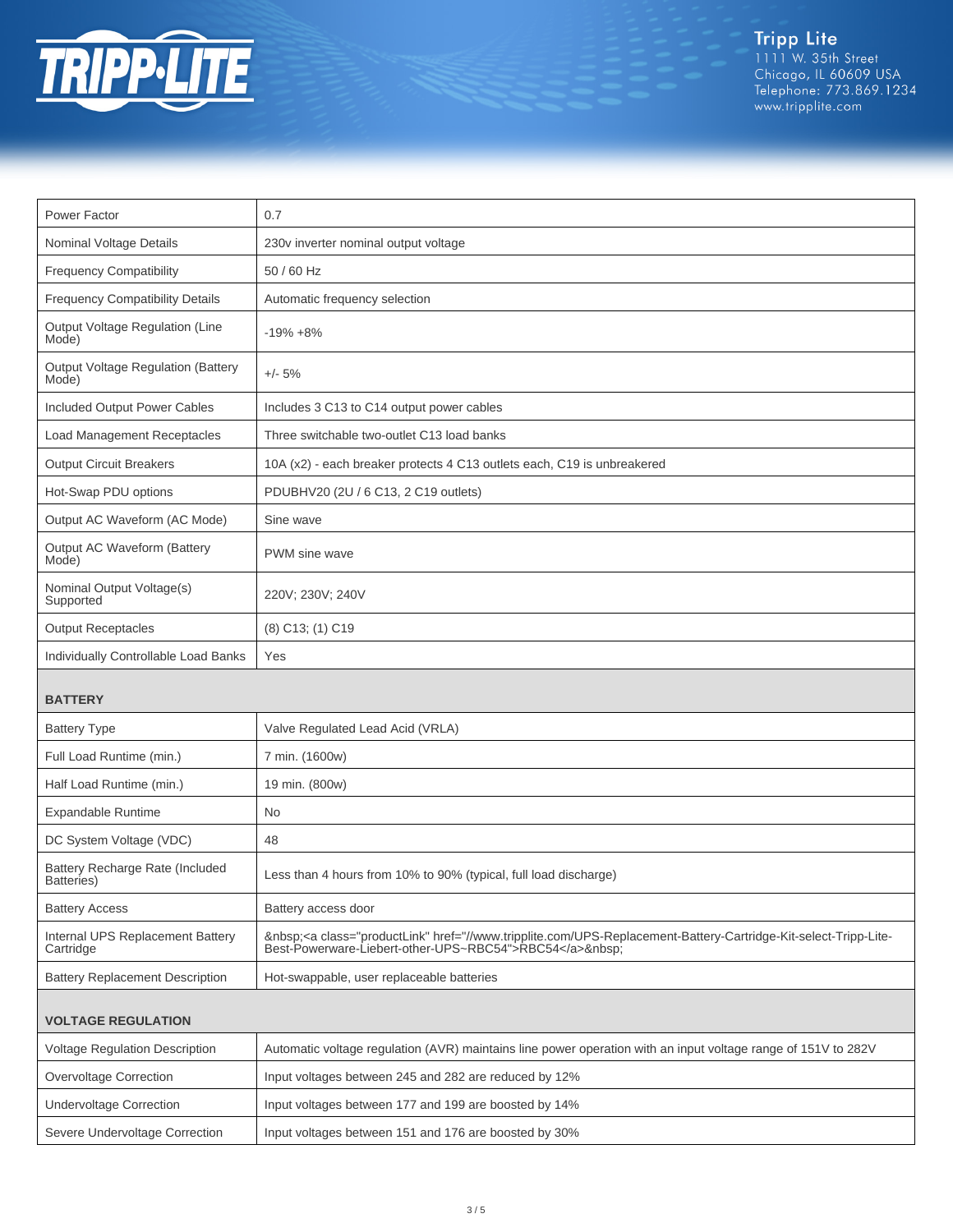| | |
|---|---|
| Power Factor | 0.7 |
| Nominal Voltage Details | 230v inverter nominal output voltage |
| Frequency Compatibility | 50 / 60 Hz |
| Frequency Compatibility Details | Automatic frequency selection |
| Output Voltage Regulation (Line Mode) | -19% +8% |
| Output Voltage Regulation (Battery Mode) | +/- 5% |
| Included Output Power Cables | Includes 3 C13 to C14 output power cables |
| Load Management Receptacles | Three switchable two-outlet C13 load banks |
| Output Circuit Breakers | 10A (x2) - each breaker protects 4 C13 outlets each, C19 is unbreakered |
| Hot-Swap PDU options | PDUBHV20 (2U / 6 C13, 2 C19 outlets) |
| Output AC Waveform (AC Mode) | Sine wave |
| Output AC Waveform (Battery Mode) | PWM sine wave |
| Nominal Output Voltage(s) Supported | 220V; 230V; 240V |
| Output Receptacles | (8) C13; (1) C19 |
| Individually Controllable Load Banks | Yes |
| **BATTERY** | |
| Battery Type | Valve Regulated Lead Acid (VRLA) |
| Full Load Runtime (min.) | 7 min. (1600w) |
| Half Load Runtime (min.) | 19 min. (800w) |
| Expandable Runtime | No |
| DC System Voltage (VDC) | 48 |
| Battery Recharge Rate (Included Batteries) | Less than 4 hours from 10% to 90% (typical, full load discharge) |
| Battery Access | Battery access door |
| Internal UPS Replacement Battery Cartridge | &nbsp;<a class="productLink" href="//www.tripplite.com/UPS-Replacement-Battery-Cartridge-Kit-select-Tripp-Lite-Best-Powerware-Liebert-other-UPS~RBC54">RBC54</a>&nbsp; |
| Battery Replacement Description | Hot-swappable, user replaceable batteries |
| **VOLTAGE REGULATION** | |
| Voltage Regulation Description | Automatic voltage regulation (AVR) maintains line power operation with an input voltage range of 151V to 282V |
| Overvoltage Correction | Input voltages between 245 and 282 are reduced by 12% |
| Undervoltage Correction | Input voltages between 177 and 199 are boosted by 14% |
| Severe Undervoltage Correction | Input voltages between 151 and 176 are boosted by 30% |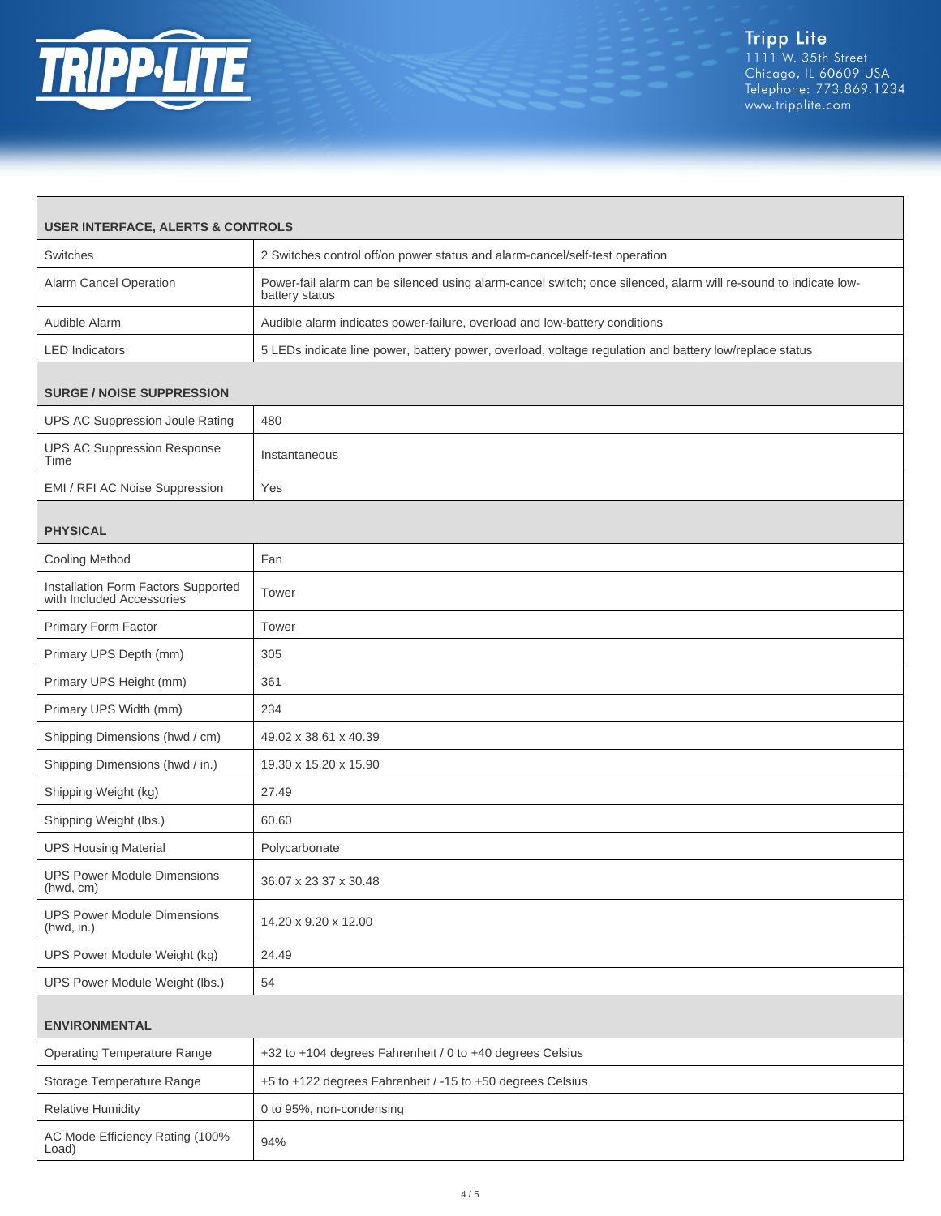| USER INTERFACE, ALERTS & CONTROLS | |
|---|---|
| Switches | 2 Switches control off/on power status and alarm-cancel/self-test operation |
| Alarm Cancel Operation | Power-fail alarm can be silenced using alarm-cancel switch; once silenced, alarm will re-sound to indicate low-battery status |
| Audible Alarm | Audible alarm indicates power-failure, overload and low-battery conditions |
| LED Indicators | 5 LEDs indicate line power, battery power, overload, voltage regulation and battery low/replace status |

| SURGE / NOISE SUPPRESSION | |
|---|---|
| UPS AC Suppression Joule Rating | 480 |
| UPS AC Suppression Response Time | Instantaneous |
| EMI / RFI AC Noise Suppression | Yes |

| PHYSICAL | |
|---|---|
| Cooling Method | Fan |
| Installation Form Factors Supported with Included Accessories | Tower |
| Primary Form Factor | Tower |
| Primary UPS Depth (mm) | 305 |
| Primary UPS Height (mm) | 361 |
| Primary UPS Width (mm) | 234 |
| Shipping Dimensions (hwd / cm) | 49.02 x 38.61 x 40.39 |
| Shipping Dimensions (hwd / in.) | 19.30 x 15.20 x 15.90 |
| Shipping Weight (kg) | 27.49 |
| Shipping Weight (lbs.) | 60.60 |
| UPS Housing Material | Polycarbonate |
| UPS Power Module Dimensions (hwd, cm) | 36.07 x 23.37 x 30.48 |
| UPS Power Module Dimensions (hwd, in.) | 14.20 x 9.20 x 12.00 |
| UPS Power Module Weight (kg) | 24.49 |
| UPS Power Module Weight (lbs.) | 54 |

| ENVIRONMENTAL | |
|---|---|
| Operating Temperature Range | +32 to +104 degrees Fahrenheit / 0 to +40 degrees Celsius |
| Storage Temperature Range | +5 to +122 degrees Fahrenheit / -15 to +50 degrees Celsius |
| Relative Humidity | 0 to 95%, non-condensing |
| AC Mode Efficiency Rating (100% Load) | 94% |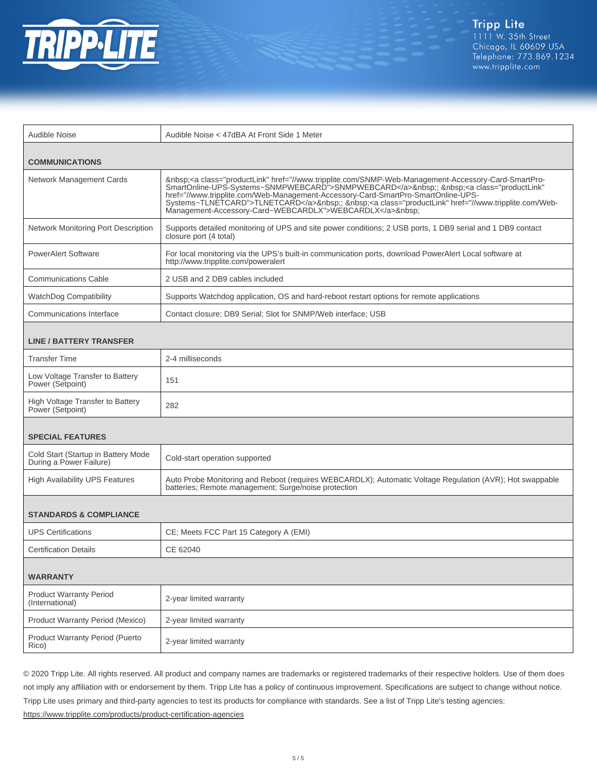| | |
|---|---|
| Audible Noise | Audible Noise < 47dBA At Front Side 1 Meter |
| **COMMUNICATIONS** | |
| Network Management Cards | &nbsp;<a class="productLink" href="//www.tripplite.com/SNMP-Web-Management-Accessory-Card-SmartPro-SmartOnline-UPS-Systems~SNMPWEBCARD">SNMPWEBCARD</a>&nbsp;; &nbsp;<a class="productLink" href="//www.tripplite.com/Web-Management-Accessory-Card-SmartPro-SmartOnline-UPS-Systems~TLNETCARD">TLNETCARD</a>&nbsp;; &nbsp;<a class="productLink" href="//www.tripplite.com/Web-Management-Accessory-Card~WEBCARDLX">WEBCARDLX</a>&nbsp; |
| Network Monitoring Port Description | Supports detailed monitoring of UPS and site power conditions; 2 USB ports, 1 DB9 serial and 1 DB9 contact closure port (4 total) |
| PowerAlert Software | For local monitoring via the UPS's built-in communication ports, download PowerAlert Local software at http://www.tripplite.com/poweralert |
| Communications Cable | 2 USB and 2 DB9 cables included |
| WatchDog Compatibility | Supports Watchdog application, OS and hard-reboot restart options for remote applications |
| Communications Interface | Contact closure; DB9 Serial; Slot for SNMP/Web interface; USB |
| **LINE / BATTERY TRANSFER** | |
| Transfer Time | 2-4 milliseconds |
| Low Voltage Transfer to Battery Power (Setpoint) | 151 |
| High Voltage Transfer to Battery Power (Setpoint) | 282 |
| **SPECIAL FEATURES** | |
| Cold Start (Startup in Battery Mode During a Power Failure) | Cold-start operation supported |
| High Availability UPS Features | Auto Probe Monitoring and Reboot (requires WEBCARDLX); Automatic Voltage Regulation (AVR); Hot swappable batteries; Remote management; Surge/noise protection |
| **STANDARDS & COMPLIANCE** | |
| UPS Certifications | CE; Meets FCC Part 15 Category A (EMI) |
| Certification Details | CE 62040 |
| **WARRANTY** | |
| Product Warranty Period (International) | 2-year limited warranty |
| Product Warranty Period (Mexico) | 2-year limited warranty |
| Product Warranty Period (Puerto Rico) | 2-year limited warranty |

© 2020 Tripp Lite. All rights reserved. All product and company names are trademarks or registered trademarks of their respective holders. Use of them does not imply any affiliation with or endorsement by them. Tripp Lite has a policy of continuous improvement. Specifications are subject to change without notice. Tripp Lite uses primary and third-party agencies to test its products for compliance with standards. See a list of Tripp Lite's testing agencies: https://www.tripplite.com/products/product-certification-agencies